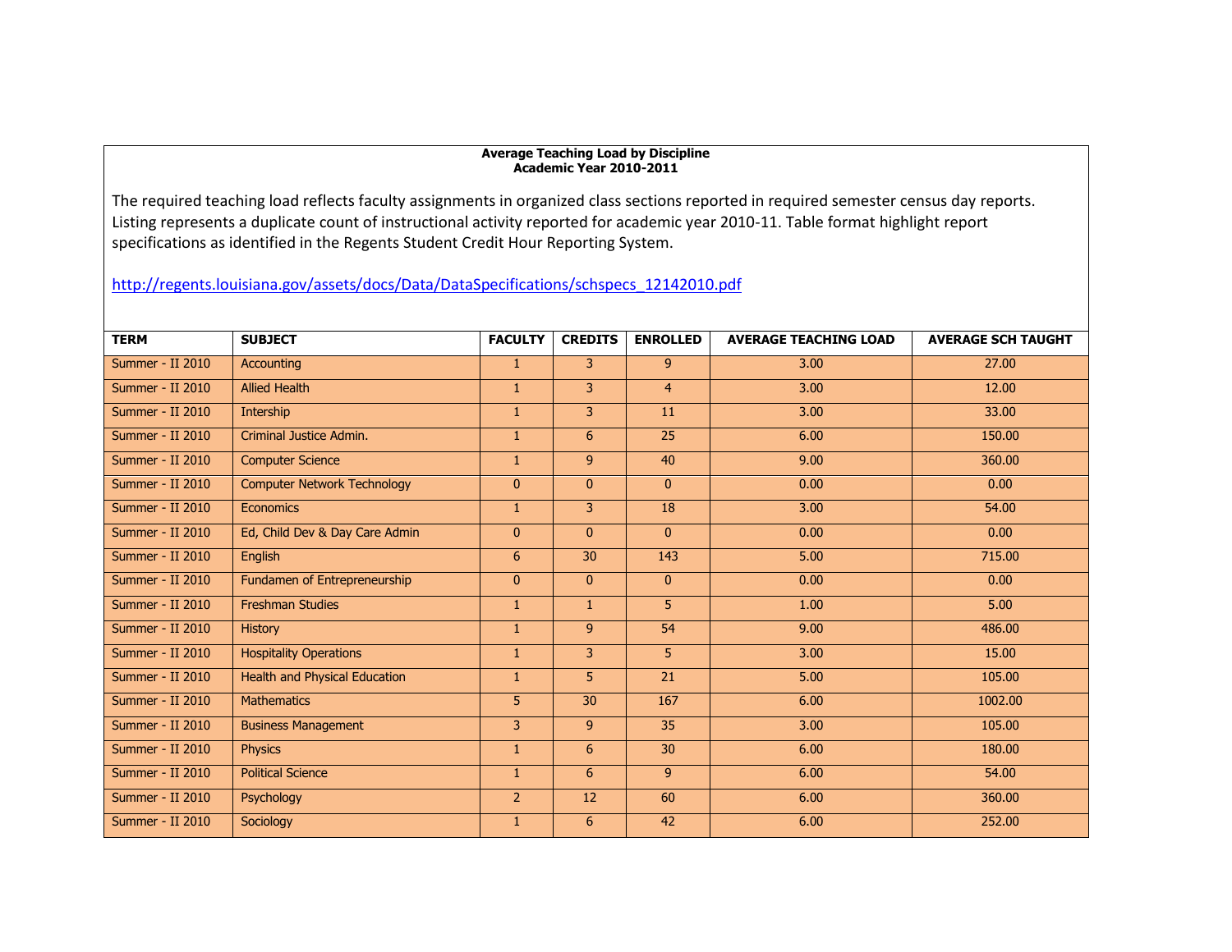**Average Teaching Load by Discipline**
**Academic Year 2010-2011**

The required teaching load reflects faculty assignments in organized class sections reported in required semester census day reports. Listing represents a duplicate count of instructional activity reported for academic year 2010-11. Table format highlight report specifications as identified in the Regents Student Credit Hour Reporting System.

http://regents.louisiana.gov/assets/docs/Data/DataSpecifications/schspecs_12142010.pdf

| TERM | SUBJECT | FACULTY | CREDITS | ENROLLED | AVERAGE TEACHING LOAD | AVERAGE SCH TAUGHT |
|---|---|---|---|---|---|---|
| Summer - II 2010 | Accounting | 1 | 3 | 9 | 3.00 | 27.00 |
| Summer - II 2010 | Allied Health | 1 | 3 | 4 | 3.00 | 12.00 |
| Summer - II 2010 | Intership | 1 | 3 | 11 | 3.00 | 33.00 |
| Summer - II 2010 | Criminal Justice Admin. | 1 | 6 | 25 | 6.00 | 150.00 |
| Summer - II 2010 | Computer Science | 1 | 9 | 40 | 9.00 | 360.00 |
| Summer - II 2010 | Computer Network Technology | 0 | 0 | 0 | 0.00 | 0.00 |
| Summer - II 2010 | Economics | 1 | 3 | 18 | 3.00 | 54.00 |
| Summer - II 2010 | Ed, Child Dev & Day Care Admin | 0 | 0 | 0 | 0.00 | 0.00 |
| Summer - II 2010 | English | 6 | 30 | 143 | 5.00 | 715.00 |
| Summer - II 2010 | Fundamen of Entrepreneurship | 0 | 0 | 0 | 0.00 | 0.00 |
| Summer - II 2010 | Freshman Studies | 1 | 1 | 5 | 1.00 | 5.00 |
| Summer - II 2010 | History | 1 | 9 | 54 | 9.00 | 486.00 |
| Summer - II 2010 | Hospitality Operations | 1 | 3 | 5 | 3.00 | 15.00 |
| Summer - II 2010 | Health and Physical Education | 1 | 5 | 21 | 5.00 | 105.00 |
| Summer - II 2010 | Mathematics | 5 | 30 | 167 | 6.00 | 1002.00 |
| Summer - II 2010 | Business Management | 3 | 9 | 35 | 3.00 | 105.00 |
| Summer - II 2010 | Physics | 1 | 6 | 30 | 6.00 | 180.00 |
| Summer - II 2010 | Political Science | 1 | 6 | 9 | 6.00 | 54.00 |
| Summer - II 2010 | Psychology | 2 | 12 | 60 | 6.00 | 360.00 |
| Summer - II 2010 | Sociology | 1 | 6 | 42 | 6.00 | 252.00 |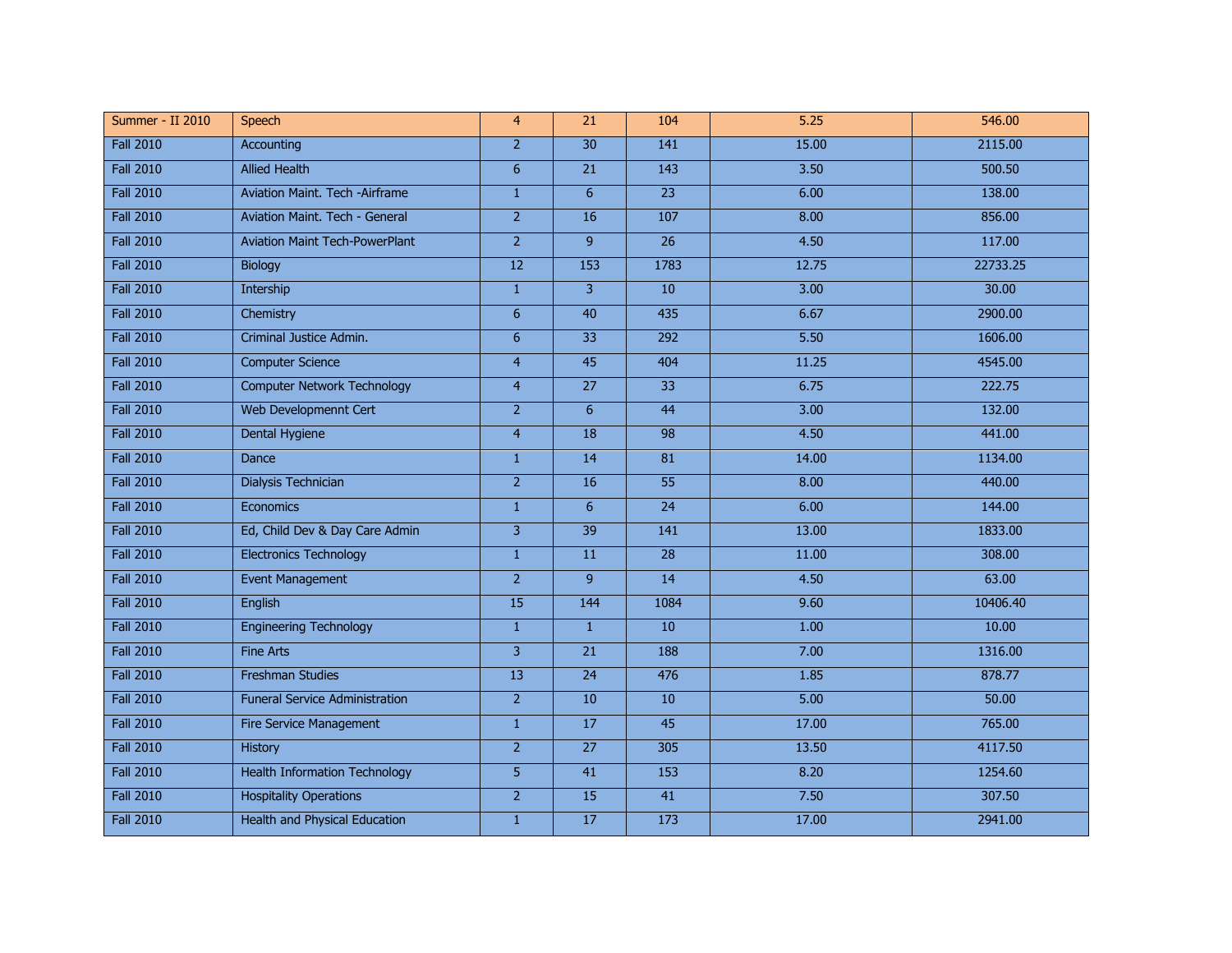| | | | | | | |
|---|---|---|---|---|---|---|
| Summer - II 2010 | Speech | 4 | 21 | 104 | 5.25 | 546.00 |
| Fall 2010 | Accounting | 2 | 30 | 141 | 15.00 | 2115.00 |
| Fall 2010 | Allied Health | 6 | 21 | 143 | 3.50 | 500.50 |
| Fall 2010 | Aviation Maint. Tech -Airframe | 1 | 6 | 23 | 6.00 | 138.00 |
| Fall 2010 | Aviation Maint. Tech - General | 2 | 16 | 107 | 8.00 | 856.00 |
| Fall 2010 | Aviation Maint Tech-PowerPlant | 2 | 9 | 26 | 4.50 | 117.00 |
| Fall 2010 | Biology | 12 | 153 | 1783 | 12.75 | 22733.25 |
| Fall 2010 | Intership | 1 | 3 | 10 | 3.00 | 30.00 |
| Fall 2010 | Chemistry | 6 | 40 | 435 | 6.67 | 2900.00 |
| Fall 2010 | Criminal Justice Admin. | 6 | 33 | 292 | 5.50 | 1606.00 |
| Fall 2010 | Computer Science | 4 | 45 | 404 | 11.25 | 4545.00 |
| Fall 2010 | Computer Network Technology | 4 | 27 | 33 | 6.75 | 222.75 |
| Fall 2010 | Web Developmennt Cert | 2 | 6 | 44 | 3.00 | 132.00 |
| Fall 2010 | Dental Hygiene | 4 | 18 | 98 | 4.50 | 441.00 |
| Fall 2010 | Dance | 1 | 14 | 81 | 14.00 | 1134.00 |
| Fall 2010 | Dialysis Technician | 2 | 16 | 55 | 8.00 | 440.00 |
| Fall 2010 | Economics | 1 | 6 | 24 | 6.00 | 144.00 |
| Fall 2010 | Ed, Child Dev & Day Care Admin | 3 | 39 | 141 | 13.00 | 1833.00 |
| Fall 2010 | Electronics Technology | 1 | 11 | 28 | 11.00 | 308.00 |
| Fall 2010 | Event Management | 2 | 9 | 14 | 4.50 | 63.00 |
| Fall 2010 | English | 15 | 144 | 1084 | 9.60 | 10406.40 |
| Fall 2010 | Engineering Technology | 1 | 1 | 10 | 1.00 | 10.00 |
| Fall 2010 | Fine Arts | 3 | 21 | 188 | 7.00 | 1316.00 |
| Fall 2010 | Freshman Studies | 13 | 24 | 476 | 1.85 | 878.77 |
| Fall 2010 | Funeral Service Administration | 2 | 10 | 10 | 5.00 | 50.00 |
| Fall 2010 | Fire Service Management | 1 | 17 | 45 | 17.00 | 765.00 |
| Fall 2010 | History | 2 | 27 | 305 | 13.50 | 4117.50 |
| Fall 2010 | Health Information Technology | 5 | 41 | 153 | 8.20 | 1254.60 |
| Fall 2010 | Hospitality Operations | 2 | 15 | 41 | 7.50 | 307.50 |
| Fall 2010 | Health and Physical Education | 1 | 17 | 173 | 17.00 | 2941.00 |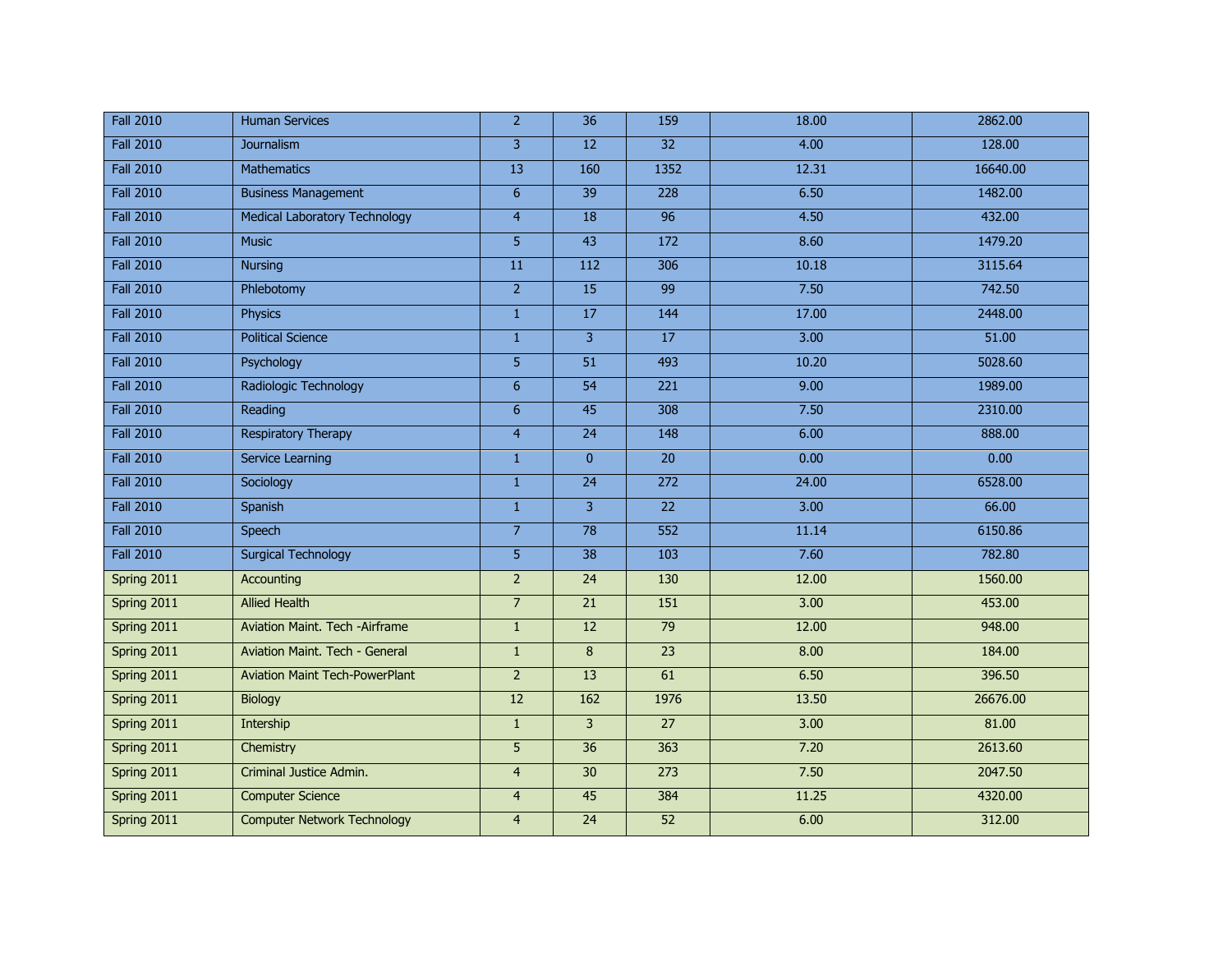| | | | | | | |
|---|---|---|---|---|---|---|
| Fall 2010 | Human Services | 2 | 36 | 159 | 18.00 | 2862.00 |
| Fall 2010 | Journalism | 3 | 12 | 32 | 4.00 | 128.00 |
| Fall 2010 | Mathematics | 13 | 160 | 1352 | 12.31 | 16640.00 |
| Fall 2010 | Business Management | 6 | 39 | 228 | 6.50 | 1482.00 |
| Fall 2010 | Medical Laboratory Technology | 4 | 18 | 96 | 4.50 | 432.00 |
| Fall 2010 | Music | 5 | 43 | 172 | 8.60 | 1479.20 |
| Fall 2010 | Nursing | 11 | 112 | 306 | 10.18 | 3115.64 |
| Fall 2010 | Phlebotomy | 2 | 15 | 99 | 7.50 | 742.50 |
| Fall 2010 | Physics | 1 | 17 | 144 | 17.00 | 2448.00 |
| Fall 2010 | Political Science | 1 | 3 | 17 | 3.00 | 51.00 |
| Fall 2010 | Psychology | 5 | 51 | 493 | 10.20 | 5028.60 |
| Fall 2010 | Radiologic Technology | 6 | 54 | 221 | 9.00 | 1989.00 |
| Fall 2010 | Reading | 6 | 45 | 308 | 7.50 | 2310.00 |
| Fall 2010 | Respiratory Therapy | 4 | 24 | 148 | 6.00 | 888.00 |
| Fall 2010 | Service Learning | 1 | 0 | 20 | 0.00 | 0.00 |
| Fall 2010 | Sociology | 1 | 24 | 272 | 24.00 | 6528.00 |
| Fall 2010 | Spanish | 1 | 3 | 22 | 3.00 | 66.00 |
| Fall 2010 | Speech | 7 | 78 | 552 | 11.14 | 6150.86 |
| Fall 2010 | Surgical Technology | 5 | 38 | 103 | 7.60 | 782.80 |
| Spring 2011 | Accounting | 2 | 24 | 130 | 12.00 | 1560.00 |
| Spring 2011 | Allied Health | 7 | 21 | 151 | 3.00 | 453.00 |
| Spring 2011 | Aviation Maint. Tech -Airframe | 1 | 12 | 79 | 12.00 | 948.00 |
| Spring 2011 | Aviation Maint. Tech - General | 1 | 8 | 23 | 8.00 | 184.00 |
| Spring 2011 | Aviation Maint Tech-PowerPlant | 2 | 13 | 61 | 6.50 | 396.50 |
| Spring 2011 | Biology | 12 | 162 | 1976 | 13.50 | 26676.00 |
| Spring 2011 | Intership | 1 | 3 | 27 | 3.00 | 81.00 |
| Spring 2011 | Chemistry | 5 | 36 | 363 | 7.20 | 2613.60 |
| Spring 2011 | Criminal Justice Admin. | 4 | 30 | 273 | 7.50 | 2047.50 |
| Spring 2011 | Computer Science | 4 | 45 | 384 | 11.25 | 4320.00 |
| Spring 2011 | Computer Network Technology | 4 | 24 | 52 | 6.00 | 312.00 |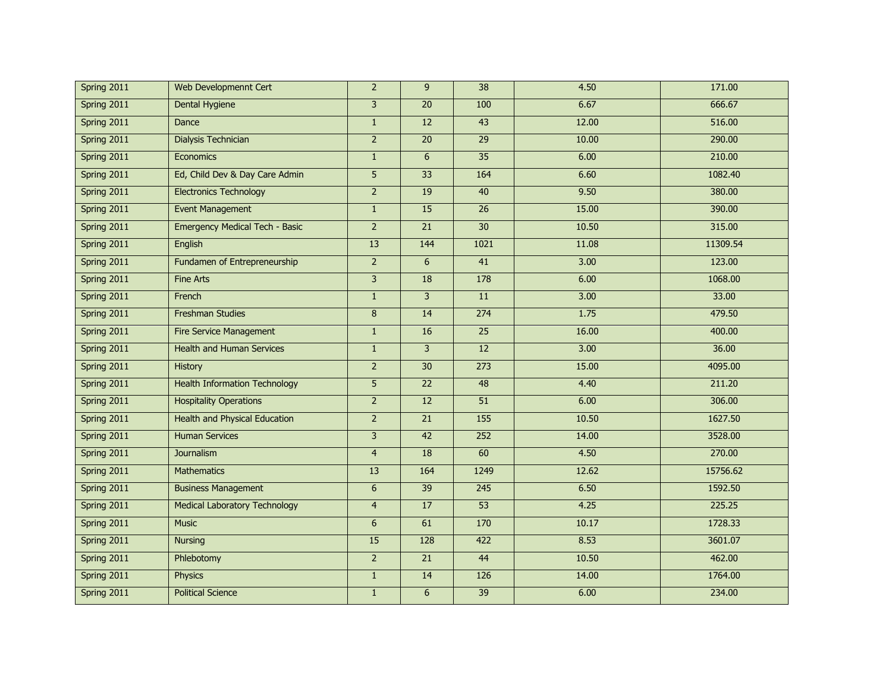| | | | | | | |
|---|---|---|---|---|---|---|
| Spring 2011 | Web Developmennt Cert | 2 | 9 | 38 | 4.50 | 171.00 |
| Spring 2011 | Dental Hygiene | 3 | 20 | 100 | 6.67 | 666.67 |
| Spring 2011 | Dance | 1 | 12 | 43 | 12.00 | 516.00 |
| Spring 2011 | Dialysis Technician | 2 | 20 | 29 | 10.00 | 290.00 |
| Spring 2011 | Economics | 1 | 6 | 35 | 6.00 | 210.00 |
| Spring 2011 | Ed, Child Dev & Day Care Admin | 5 | 33 | 164 | 6.60 | 1082.40 |
| Spring 2011 | Electronics Technology | 2 | 19 | 40 | 9.50 | 380.00 |
| Spring 2011 | Event Management | 1 | 15 | 26 | 15.00 | 390.00 |
| Spring 2011 | Emergency Medical Tech - Basic | 2 | 21 | 30 | 10.50 | 315.00 |
| Spring 2011 | English | 13 | 144 | 1021 | 11.08 | 11309.54 |
| Spring 2011 | Fundamen of Entrepreneurship | 2 | 6 | 41 | 3.00 | 123.00 |
| Spring 2011 | Fine Arts | 3 | 18 | 178 | 6.00 | 1068.00 |
| Spring 2011 | French | 1 | 3 | 11 | 3.00 | 33.00 |
| Spring 2011 | Freshman Studies | 8 | 14 | 274 | 1.75 | 479.50 |
| Spring 2011 | Fire Service Management | 1 | 16 | 25 | 16.00 | 400.00 |
| Spring 2011 | Health and Human Services | 1 | 3 | 12 | 3.00 | 36.00 |
| Spring 2011 | History | 2 | 30 | 273 | 15.00 | 4095.00 |
| Spring 2011 | Health Information Technology | 5 | 22 | 48 | 4.40 | 211.20 |
| Spring 2011 | Hospitality Operations | 2 | 12 | 51 | 6.00 | 306.00 |
| Spring 2011 | Health and Physical Education | 2 | 21 | 155 | 10.50 | 1627.50 |
| Spring 2011 | Human Services | 3 | 42 | 252 | 14.00 | 3528.00 |
| Spring 2011 | Journalism | 4 | 18 | 60 | 4.50 | 270.00 |
| Spring 2011 | Mathematics | 13 | 164 | 1249 | 12.62 | 15756.62 |
| Spring 2011 | Business Management | 6 | 39 | 245 | 6.50 | 1592.50 |
| Spring 2011 | Medical Laboratory Technology | 4 | 17 | 53 | 4.25 | 225.25 |
| Spring 2011 | Music | 6 | 61 | 170 | 10.17 | 1728.33 |
| Spring 2011 | Nursing | 15 | 128 | 422 | 8.53 | 3601.07 |
| Spring 2011 | Phlebotomy | 2 | 21 | 44 | 10.50 | 462.00 |
| Spring 2011 | Physics | 1 | 14 | 126 | 14.00 | 1764.00 |
| Spring 2011 | Political Science | 1 | 6 | 39 | 6.00 | 234.00 |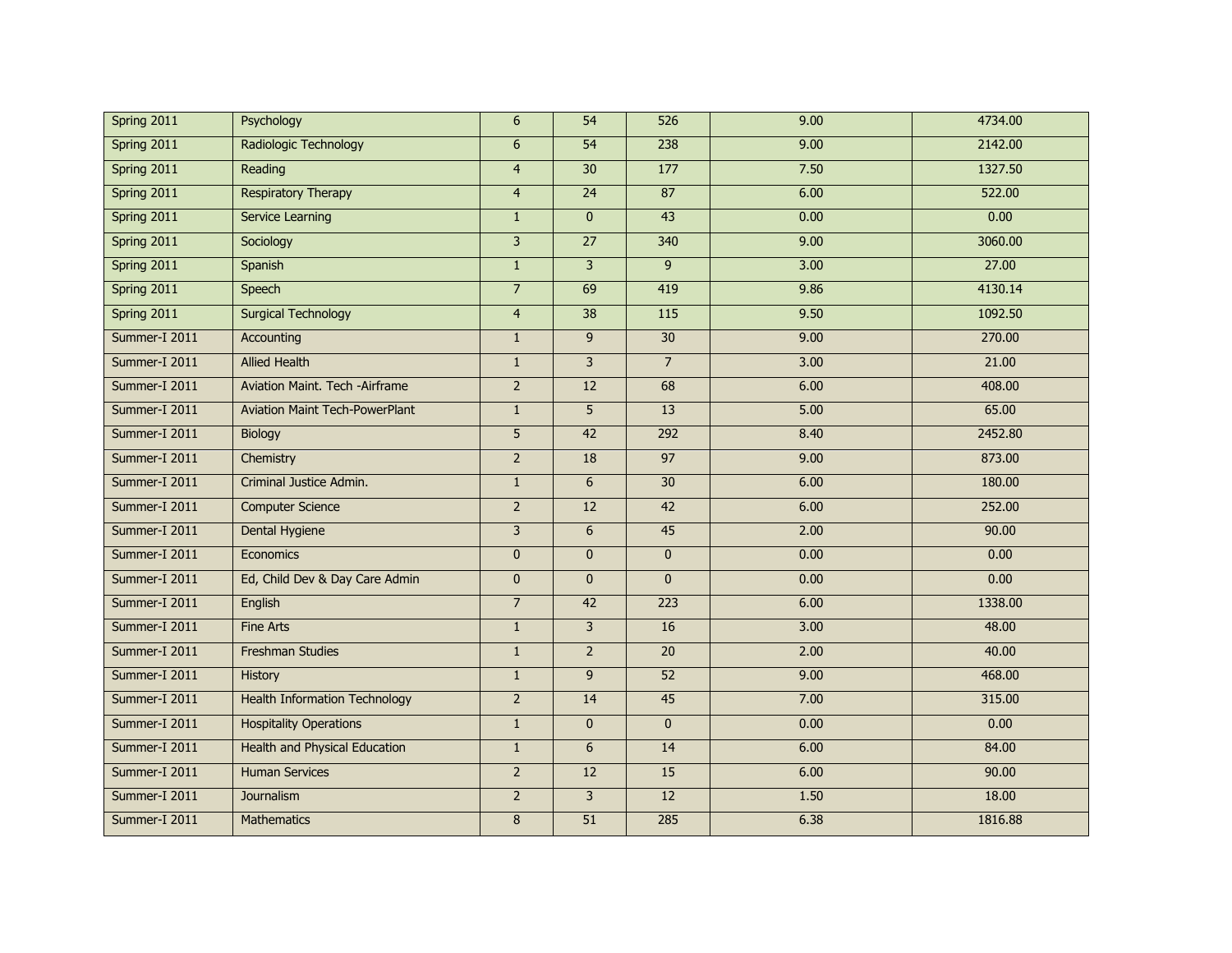| | | | | | | |
|---|---|---|---|---|---|---|
| Spring 2011 | Psychology | 6 | 54 | 526 | 9.00 | 4734.00 |
| Spring 2011 | Radiologic Technology | 6 | 54 | 238 | 9.00 | 2142.00 |
| Spring 2011 | Reading | 4 | 30 | 177 | 7.50 | 1327.50 |
| Spring 2011 | Respiratory Therapy | 4 | 24 | 87 | 6.00 | 522.00 |
| Spring 2011 | Service Learning | 1 | 0 | 43 | 0.00 | 0.00 |
| Spring 2011 | Sociology | 3 | 27 | 340 | 9.00 | 3060.00 |
| Spring 2011 | Spanish | 1 | 3 | 9 | 3.00 | 27.00 |
| Spring 2011 | Speech | 7 | 69 | 419 | 9.86 | 4130.14 |
| Spring 2011 | Surgical Technology | 4 | 38 | 115 | 9.50 | 1092.50 |
| Summer-I 2011 | Accounting | 1 | 9 | 30 | 9.00 | 270.00 |
| Summer-I 2011 | Allied Health | 1 | 3 | 7 | 3.00 | 21.00 |
| Summer-I 2011 | Aviation Maint. Tech -Airframe | 2 | 12 | 68 | 6.00 | 408.00 |
| Summer-I 2011 | Aviation Maint Tech-PowerPlant | 1 | 5 | 13 | 5.00 | 65.00 |
| Summer-I 2011 | Biology | 5 | 42 | 292 | 8.40 | 2452.80 |
| Summer-I 2011 | Chemistry | 2 | 18 | 97 | 9.00 | 873.00 |
| Summer-I 2011 | Criminal Justice Admin. | 1 | 6 | 30 | 6.00 | 180.00 |
| Summer-I 2011 | Computer Science | 2 | 12 | 42 | 6.00 | 252.00 |
| Summer-I 2011 | Dental Hygiene | 3 | 6 | 45 | 2.00 | 90.00 |
| Summer-I 2011 | Economics | 0 | 0 | 0 | 0.00 | 0.00 |
| Summer-I 2011 | Ed, Child Dev & Day Care Admin | 0 | 0 | 0 | 0.00 | 0.00 |
| Summer-I 2011 | English | 7 | 42 | 223 | 6.00 | 1338.00 |
| Summer-I 2011 | Fine Arts | 1 | 3 | 16 | 3.00 | 48.00 |
| Summer-I 2011 | Freshman Studies | 1 | 2 | 20 | 2.00 | 40.00 |
| Summer-I 2011 | History | 1 | 9 | 52 | 9.00 | 468.00 |
| Summer-I 2011 | Health Information Technology | 2 | 14 | 45 | 7.00 | 315.00 |
| Summer-I 2011 | Hospitality Operations | 1 | 0 | 0 | 0.00 | 0.00 |
| Summer-I 2011 | Health and Physical Education | 1 | 6 | 14 | 6.00 | 84.00 |
| Summer-I 2011 | Human Services | 2 | 12 | 15 | 6.00 | 90.00 |
| Summer-I 2011 | Journalism | 2 | 3 | 12 | 1.50 | 18.00 |
| Summer-I 2011 | Mathematics | 8 | 51 | 285 | 6.38 | 1816.88 |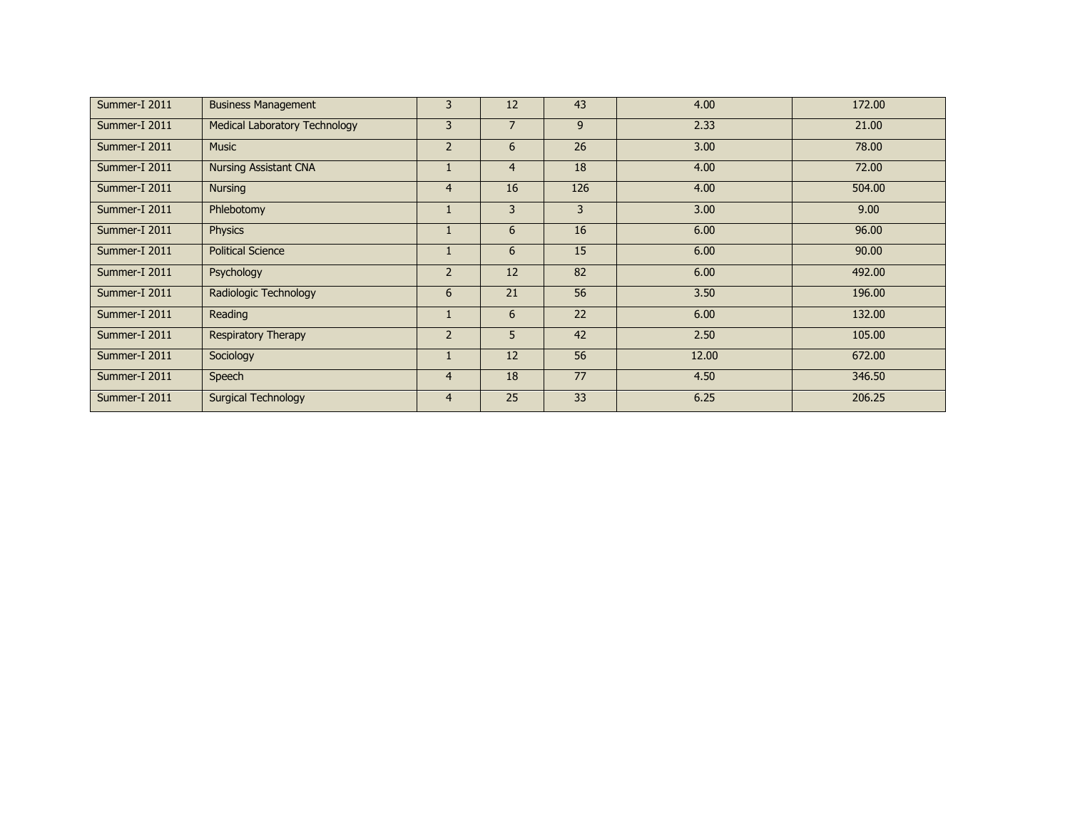| | | | | | | |
|---|---|---|---|---|---|---|
| Summer-I 2011 | Business Management | 3 | 12 | 43 | 4.00 | 172.00 |
| Summer-I 2011 | Medical Laboratory Technology | 3 | 7 | 9 | 2.33 | 21.00 |
| Summer-I 2011 | Music | 2 | 6 | 26 | 3.00 | 78.00 |
| Summer-I 2011 | Nursing Assistant CNA | 1 | 4 | 18 | 4.00 | 72.00 |
| Summer-I 2011 | Nursing | 4 | 16 | 126 | 4.00 | 504.00 |
| Summer-I 2011 | Phlebotomy | 1 | 3 | 3 | 3.00 | 9.00 |
| Summer-I 2011 | Physics | 1 | 6 | 16 | 6.00 | 96.00 |
| Summer-I 2011 | Political Science | 1 | 6 | 15 | 6.00 | 90.00 |
| Summer-I 2011 | Psychology | 2 | 12 | 82 | 6.00 | 492.00 |
| Summer-I 2011 | Radiologic Technology | 6 | 21 | 56 | 3.50 | 196.00 |
| Summer-I 2011 | Reading | 1 | 6 | 22 | 6.00 | 132.00 |
| Summer-I 2011 | Respiratory Therapy | 2 | 5 | 42 | 2.50 | 105.00 |
| Summer-I 2011 | Sociology | 1 | 12 | 56 | 12.00 | 672.00 |
| Summer-I 2011 | Speech | 4 | 18 | 77 | 4.50 | 346.50 |
| Summer-I 2011 | Surgical Technology | 4 | 25 | 33 | 6.25 | 206.25 |